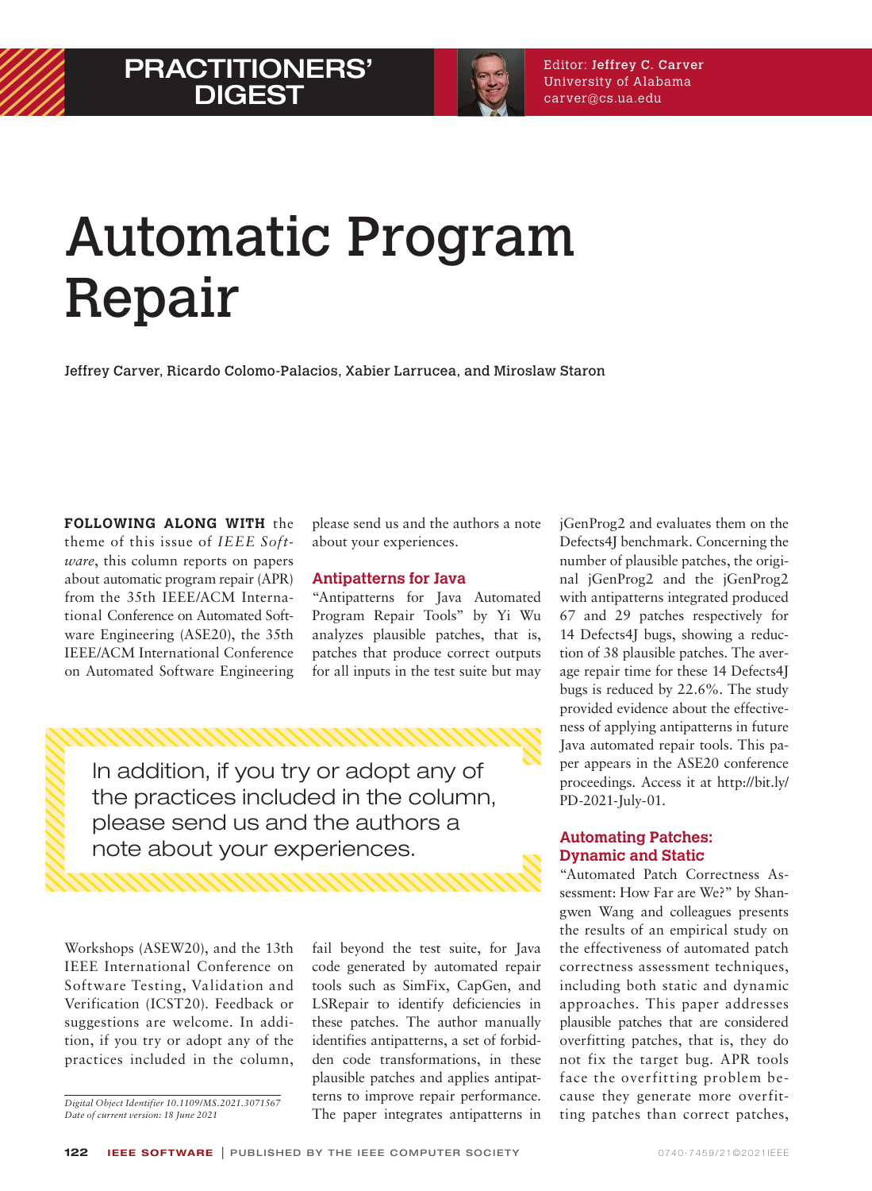# Automatic Program Repair

Jeffrey Carver, Ricardo Colomo-Palacios, Xabier Larrucea, and Miroslaw Staron

**FOLLOWING ALONG WITH** the theme of this issue of *IEEE Software*, this column reports on papers about automatic program repair (APR) from the 35th IEEE/ACM International Conference on Automated Software Engineering (ASE20), the 35th IEEE/ACM International Conference on Automated Software Engineering Workshops (ASEW20), and the 13th IEEE International Conference on Software Testing, Validation and Verification (ICST20). Feedback or suggestions are welcome. In addition, if you try or adopt any of the practices included in the column, please send us and the authors a note about your experiences.

> In addition, if you try or adopt any of the practices included in the column, please send us and the authors a note about your experiences.

## Antipatterns for Java

"Antipatterns for Java Automated Program Repair Tools" by Yi Wu analyzes plausible patches, that is, patches that produce correct outputs for all inputs in the test suite but may fail beyond the test suite, for Java code generated by automated repair tools such as SimFix, CapGen, and LSRepair to identify deficiencies in these patches. The author manually identifies antipatterns, a set of forbidden code transformations, in these plausible patches and applies antipatterns to improve repair performance. The paper integrates antipatterns in jGenProg2 and evaluates them on the Defects4J benchmark. Concerning the number of plausible patches, the original jGenProg2 and the jGenProg2 with antipatterns integrated produced 67 and 29 patches respectively for 14 Defects4J bugs, showing a reduction of 38 plausible patches. The average repair time for these 14 Defects4J bugs is reduced by 22.6%. The study provided evidence about the effectiveness of applying antipatterns in future Java automated repair tools. This paper appears in the ASE20 conference proceedings. Access it at http://bit.ly/PD-2021-July-01.

## Automating Patches: Dynamic and Static

"Automated Patch Correctness Assessment: How Far are We?" by Shangwen Wang and colleagues presents the results of an empirical study on the effectiveness of automated patch correctness assessment techniques, including both static and dynamic approaches. This paper addresses plausible patches that are considered overfitting patches, that is, they do not fix the target bug. APR tools face the overfitting problem because they generate more overfitting patches than correct patches,

*Digital Object Identifier 10.1109/MS.2021.3071567*
*Date of current version: 18 June 2021*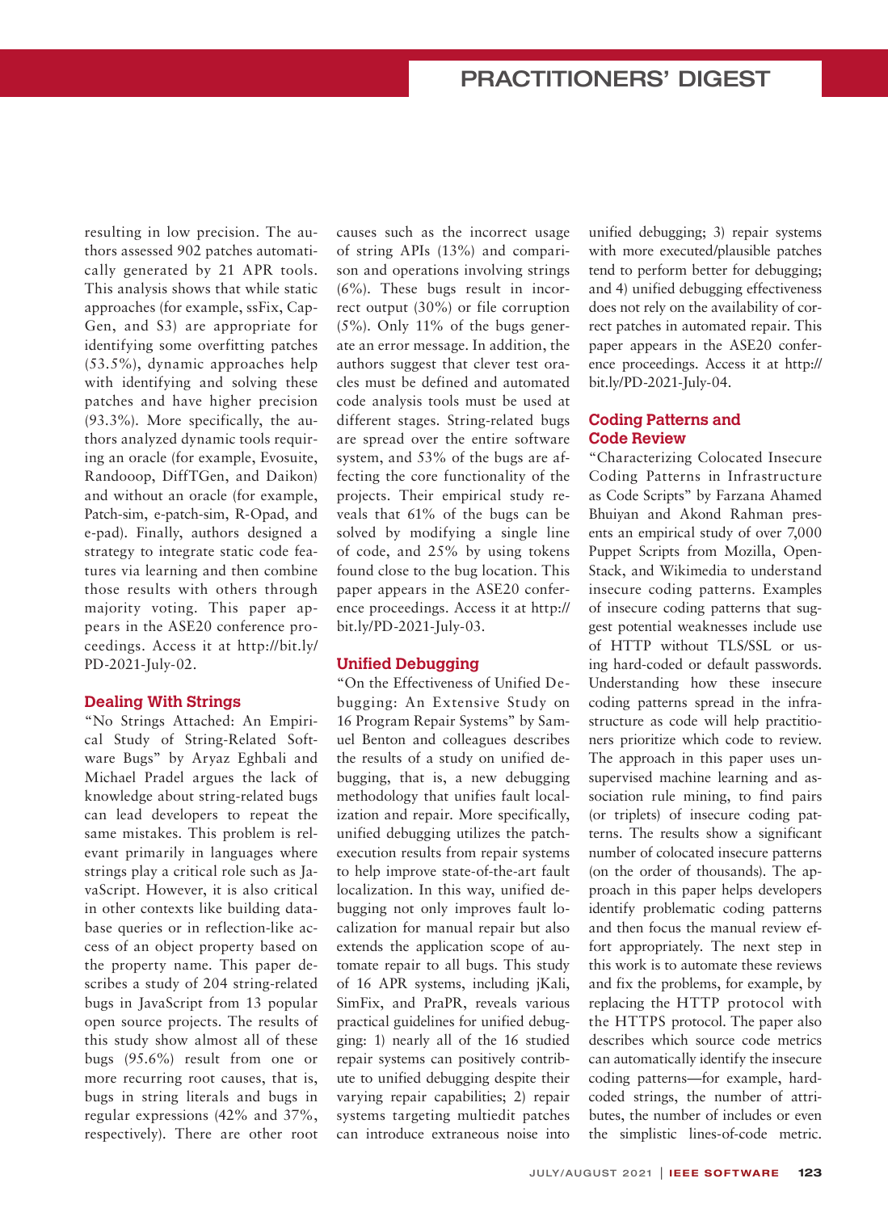resulting in low precision. The authors assessed 902 patches automatically generated by 21 APR tools. This analysis shows that while static approaches (for example, ssFix, CapGen, and S3) are appropriate for identifying some overfitting patches (53.5%), dynamic approaches help with identifying and solving these patches and have higher precision (93.3%). More specifically, the authors analyzed dynamic tools requiring an oracle (for example, Evosuite, Randooop, DiffTGen, and Daikon) and without an oracle (for example, Patch-sim, e-patch-sim, R-Opad, and e-pad). Finally, authors designed a strategy to integrate static code features via learning and then combine those results with others through majority voting. This paper appears in the ASE20 conference proceedings. Access it at http://bit.ly/PD-2021-July-02.

### Dealing With Strings

"No Strings Attached: An Empirical Study of String-Related Software Bugs" by Aryaz Eghbali and Michael Pradel argues the lack of knowledge about string-related bugs can lead developers to repeat the same mistakes. This problem is relevant primarily in languages where strings play a critical role such as JavaScript. However, it is also critical in other contexts like building database queries or in reflection-like access of an object property based on the property name. This paper describes a study of 204 string-related bugs in JavaScript from 13 popular open source projects. The results of this study show almost all of these bugs (95.6%) result from one or more recurring root causes, that is, bugs in string literals and bugs in regular expressions (42% and 37%, respectively). There are other root causes such as the incorrect usage of string APIs (13%) and comparison and operations involving strings (6%). These bugs result in incorrect output (30%) or file corruption (5%). Only 11% of the bugs generate an error message. In addition, the authors suggest that clever test oracles must be defined and automated code analysis tools must be used at different stages. String-related bugs are spread over the entire software system, and 53% of the bugs are affecting the core functionality of the projects. Their empirical study reveals that 61% of the bugs can be solved by modifying a single line of code, and 25% by using tokens found close to the bug location. This paper appears in the ASE20 conference proceedings. Access it at http://bit.ly/PD-2021-July-03.

### Unified Debugging

"On the Effectiveness of Unified Debugging: An Extensive Study on 16 Program Repair Systems" by Samuel Benton and colleagues describes the results of a study on unified debugging, that is, a new debugging methodology that unifies fault localization and repair. More specifically, unified debugging utilizes the patch-execution results from repair systems to help improve state-of-the-art fault localization. In this way, unified debugging not only improves fault localization for manual repair but also extends the application scope of automate repair to all bugs. This study of 16 APR systems, including jKali, SimFix, and PraPR, reveals various practical guidelines for unified debugging: 1) nearly all of the 16 studied repair systems can positively contribute to unified debugging despite their varying repair capabilities; 2) repair systems targeting multiedit patches can introduce extraneous noise into unified debugging; 3) repair systems with more executed/plausible patches tend to perform better for debugging; and 4) unified debugging effectiveness does not rely on the availability of correct patches in automated repair. This paper appears in the ASE20 conference proceedings. Access it at http://bit.ly/PD-2021-July-04.

### Coding Patterns and Code Review

"Characterizing Colocated Insecure Coding Patterns in Infrastructure as Code Scripts" by Farzana Ahamed Bhuiyan and Akond Rahman presents an empirical study of over 7,000 Puppet Scripts from Mozilla, OpenStack, and Wikimedia to understand insecure coding patterns. Examples of insecure coding patterns that suggest potential weaknesses include use of HTTP without TLS/SSL or using hard-coded or default passwords. Understanding how these insecure coding patterns spread in the infrastructure as code will help practitioners prioritize which code to review. The approach in this paper uses unsupervised machine learning and association rule mining, to find pairs (or triplets) of insecure coding patterns. The results show a significant number of colocated insecure patterns (on the order of thousands). The approach in this paper helps developers identify problematic coding patterns and then focus the manual review effort appropriately. The next step in this work is to automate these reviews and fix the problems, for example, by replacing the HTTP protocol with the HTTPS protocol. The paper also describes which source code metrics can automatically identify the insecure coding patterns—for example, hard-coded strings, the number of attributes, the number of includes or even the simplistic lines-of-code metric.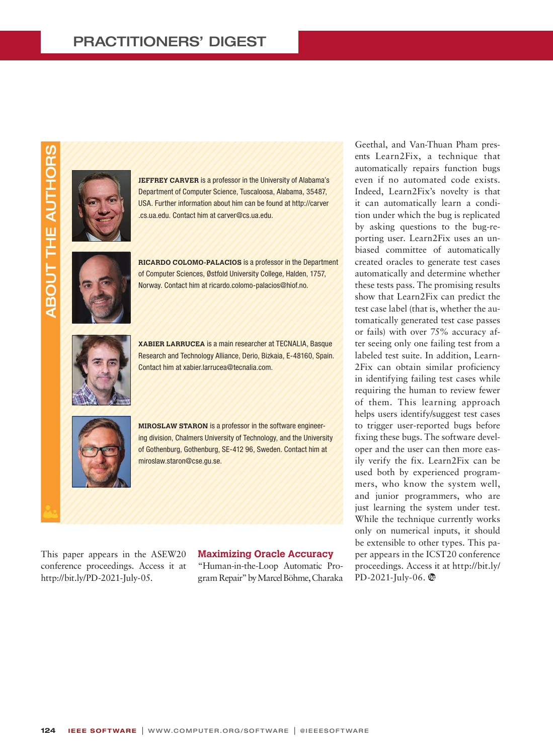## ABOUT THE AUTHORS

**JEFFREY CARVER** is a professor in the University of Alabama's Department of Computer Science, Tuscaloosa, Alabama, 35487, USA. Further information about him can be found at http://carver.cs.ua.edu. Contact him at carver@cs.ua.edu.

**RICARDO COLOMO-PALACIOS** is a professor in the Department of Computer Sciences, Østfold University College, Halden, 1757, Norway. Contact him at ricardo.colomo-palacios@hiof.no.

**XABIER LARRUCEA** is a main researcher at TECNALIA, Basque Research and Technology Alliance, Derio, Bizkaia, E-48160, Spain. Contact him at xabier.larrucea@tecnalia.com.

**MIROSLAW STARON** is a professor in the software engineering division, Chalmers University of Technology, and the University of Gothenburg, Gothenburg, SE-412 96, Sweden. Contact him at miroslaw.staron@cse.gu.se.

This paper appears in the ASEW20 conference proceedings. Access it at http://bit.ly/PD-2021-July-05.

### Maximizing Oracle Accuracy

"Human-in-the-Loop Automatic Program Repair" by Marcel Böhme, Charaka Geethal, and Van-Thuan Pham presents Learn2Fix, a technique that automatically repairs function bugs even if no automated code exists. Indeed, Learn2Fix's novelty is that it can automatically learn a condition under which the bug is replicated by asking questions to the bug-reporting user. Learn2Fix uses an unbiased committee of automatically created oracles to generate test cases automatically and determine whether these tests pass. The promising results show that Learn2Fix can predict the test case label (that is, whether the automatically generated test case passes or fails) with over 75% accuracy after seeing only one failing test from a labeled test suite. In addition, Learn2Fix can obtain similar proficiency in identifying failing test cases while requiring the human to review fewer of them. This learning approach helps users identify/suggest test cases to trigger user-reported bugs before fixing these bugs. The software developer and the user can then more easily verify the fix. Learn2Fix can be used both by experienced programmers, who know the system well, and junior programmers, who are just learning the system under test. While the technique currently works only on numerical inputs, it should be extensible to other types. This paper appears in the ICST20 conference proceedings. Access it at http://bit.ly/PD-2021-July-06.